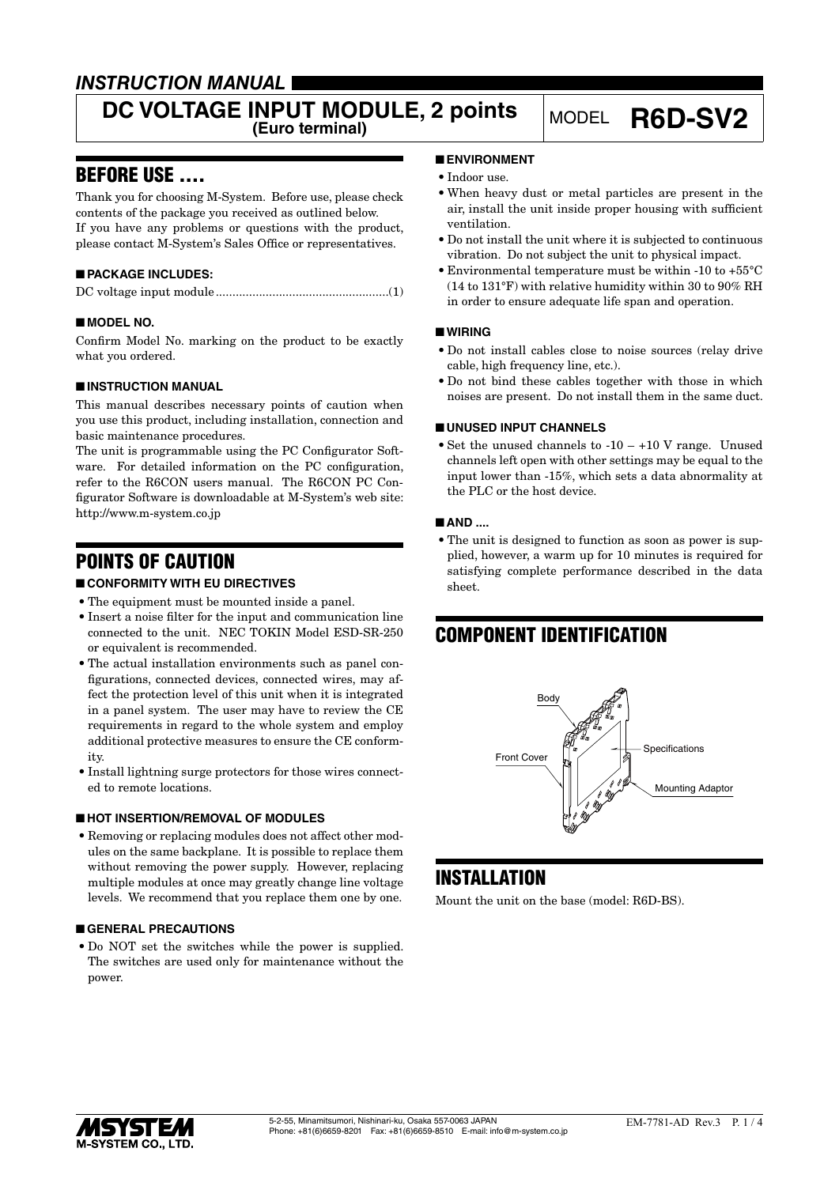# INSTRUCTION MANUAL

# DC VOLTAGE INPUT MODULE, 2 points (Euro terminal)

MODEL **R6D-SV2**

## BEFORE USE ....

Thank you for choosing M-System. Before use, please check contents of the package you received as outlined below.
If you have any problems or questions with the product, please contact M-System's Sales Office or representatives.

### ■ PACKAGE INCLUDES:

DC voltage input module ....................................................(1)

### ■ MODEL NO.

Confirm Model No. marking on the product to be exactly what you ordered.

### ■ INSTRUCTION MANUAL

This manual describes necessary points of caution when you use this product, including installation, connection and basic maintenance procedures.
The unit is programmable using the PC Configurator Software. For detailed information on the PC configuration, refer to the R6CON users manual. The R6CON PC Configurator Software is downloadable at M-System's web site: http://www.m-system.co.jp

## POINTS OF CAUTION

### ■ CONFORMITY WITH EU DIRECTIVES

- The equipment must be mounted inside a panel.
- Insert a noise filter for the input and communication line connected to the unit. NEC TOKIN Model ESD-SR-250 or equivalent is recommended.
- The actual installation environments such as panel configurations, connected devices, connected wires, may affect the protection level of this unit when it is integrated in a panel system. The user may have to review the CE requirements in regard to the whole system and employ additional protective measures to ensure the CE conformity.
- Install lightning surge protectors for those wires connected to remote locations.

### ■ HOT INSERTION/REMOVAL OF MODULES

- Removing or replacing modules does not affect other modules on the same backplane. It is possible to replace them without removing the power supply. However, replacing multiple modules at once may greatly change line voltage levels. We recommend that you replace them one by one.

### ■ GENERAL PRECAUTIONS

- Do NOT set the switches while the power is supplied. The switches are used only for maintenance without the power.

### ■ ENVIRONMENT

- Indoor use.
- When heavy dust or metal particles are present in the air, install the unit inside proper housing with sufficient ventilation.
- Do not install the unit where it is subjected to continuous vibration. Do not subject the unit to physical impact.
- Environmental temperature must be within -10 to +55°C (14 to 131°F) with relative humidity within 30 to 90% RH in order to ensure adequate life span and operation.

### ■ WIRING

- Do not install cables close to noise sources (relay drive cable, high frequency line, etc.).
- Do not bind these cables together with those in which noises are present. Do not install them in the same duct.

### ■ UNUSED INPUT CHANNELS

- Set the unused channels to -10 – +10 V range. Unused channels left open with other settings may be equal to the input lower than -15%, which sets a data abnormality at the PLC or the host device.

### ■ AND ....

- The unit is designed to function as soon as power is supplied, however, a warm up for 10 minutes is required for satisfying complete performance described in the data sheet.

## COMPONENT IDENTIFICATION

Body
Front Cover
Specifications
Mounting Adaptor

## INSTALLATION

Mount the unit on the base (model: R6D-BS).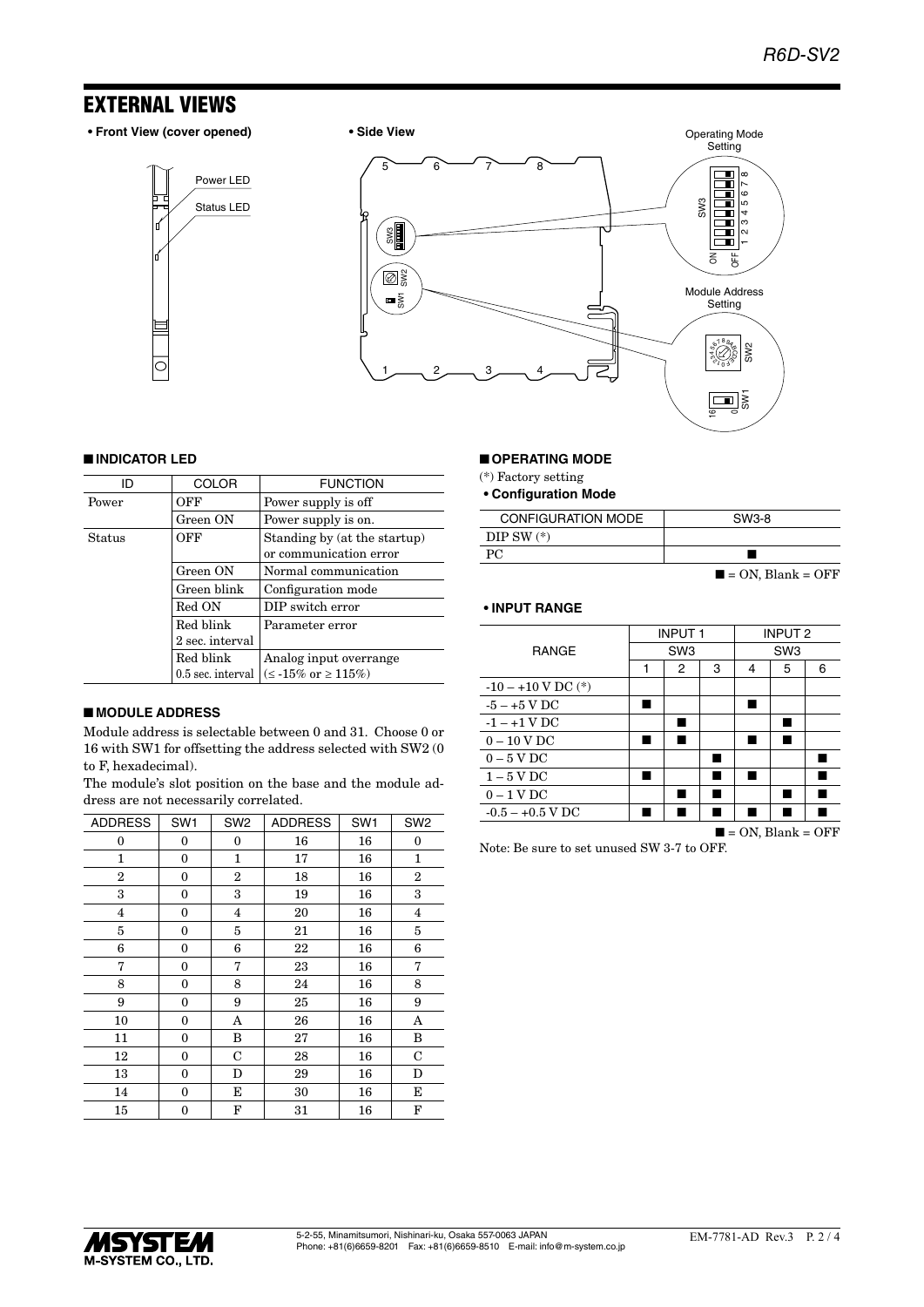## EXTERNAL VIEWS

**• Front View (cover opened)**

Power LED

Status LED

**• Side View**

Operating Mode Setting

Module Address Setting

### ■ INDICATOR LED

| ID | COLOR | FUNCTION |
|---|---|---|
| Power | OFF | Power supply is off |
| | Green ON | Power supply is on. |
| Status | OFF | Standing by (at the startup) or communication error |
| | Green ON | Normal communication |
| | Green blink | Configuration mode |
| | Red ON | DIP switch error |
| | Red blink 2 sec. interval | Parameter error |
| | Red blink 0.5 sec. interval | Analog input overrange (≤ -15% or ≥ 115%) |

### ■ MODULE ADDRESS

Module address is selectable between 0 and 31. Choose 0 or 16 with SW1 for offsetting the address selected with SW2 (0 to F, hexadecimal).

The module's slot position on the base and the module address are not necessarily correlated.

| ADDRESS | SW1 | SW2 | ADDRESS | SW1 | SW2 |
|---|---|---|---|---|---|
| 0 | 0 | 0 | 16 | 16 | 0 |
| 1 | 0 | 1 | 17 | 16 | 1 |
| 2 | 0 | 2 | 18 | 16 | 2 |
| 3 | 0 | 3 | 19 | 16 | 3 |
| 4 | 0 | 4 | 20 | 16 | 4 |
| 5 | 0 | 5 | 21 | 16 | 5 |
| 6 | 0 | 6 | 22 | 16 | 6 |
| 7 | 0 | 7 | 23 | 16 | 7 |
| 8 | 0 | 8 | 24 | 16 | 8 |
| 9 | 0 | 9 | 25 | 16 | 9 |
| 10 | 0 | A | 26 | 16 | A |
| 11 | 0 | B | 27 | 16 | B |
| 12 | 0 | C | 28 | 16 | C |
| 13 | 0 | D | 29 | 16 | D |
| 14 | 0 | E | 30 | 16 | E |
| 15 | 0 | F | 31 | 16 | F |

### ■ OPERATING MODE

(*) Factory setting

**• Configuration Mode**

| CONFIGURATION MODE | SW3-8 |
|---|---|
| DIP SW (*) | |
| PC | ■ |

■ = ON, Blank = OFF

**• INPUT RANGE**

| RANGE | INPUT 1 | | | INPUT 2 | | |
|---|---|---|---|---|---|---|
| | SW3 | | | SW3 | | |
| | 1 | 2 | 3 | 4 | 5 | 6 |
| -10 – +10 V DC (*) | | | | | | |
| -5 – +5 V DC | ■ | | | ■ | | |
| -1 – +1 V DC | | ■ | | | ■ | |
| 0 – 10 V DC | ■ | ■ | | ■ | ■ | |
| 0 – 5 V DC | | | ■ | | | ■ |
| 1 – 5 V DC | ■ | | ■ | ■ | | ■ |
| 0 – 1 V DC | | ■ | ■ | | ■ | ■ |
| -0.5 – +0.5 V DC | ■ | ■ | ■ | ■ | ■ | ■ |

■ = ON, Blank = OFF

Note: Be sure to set unused SW 3-7 to OFF.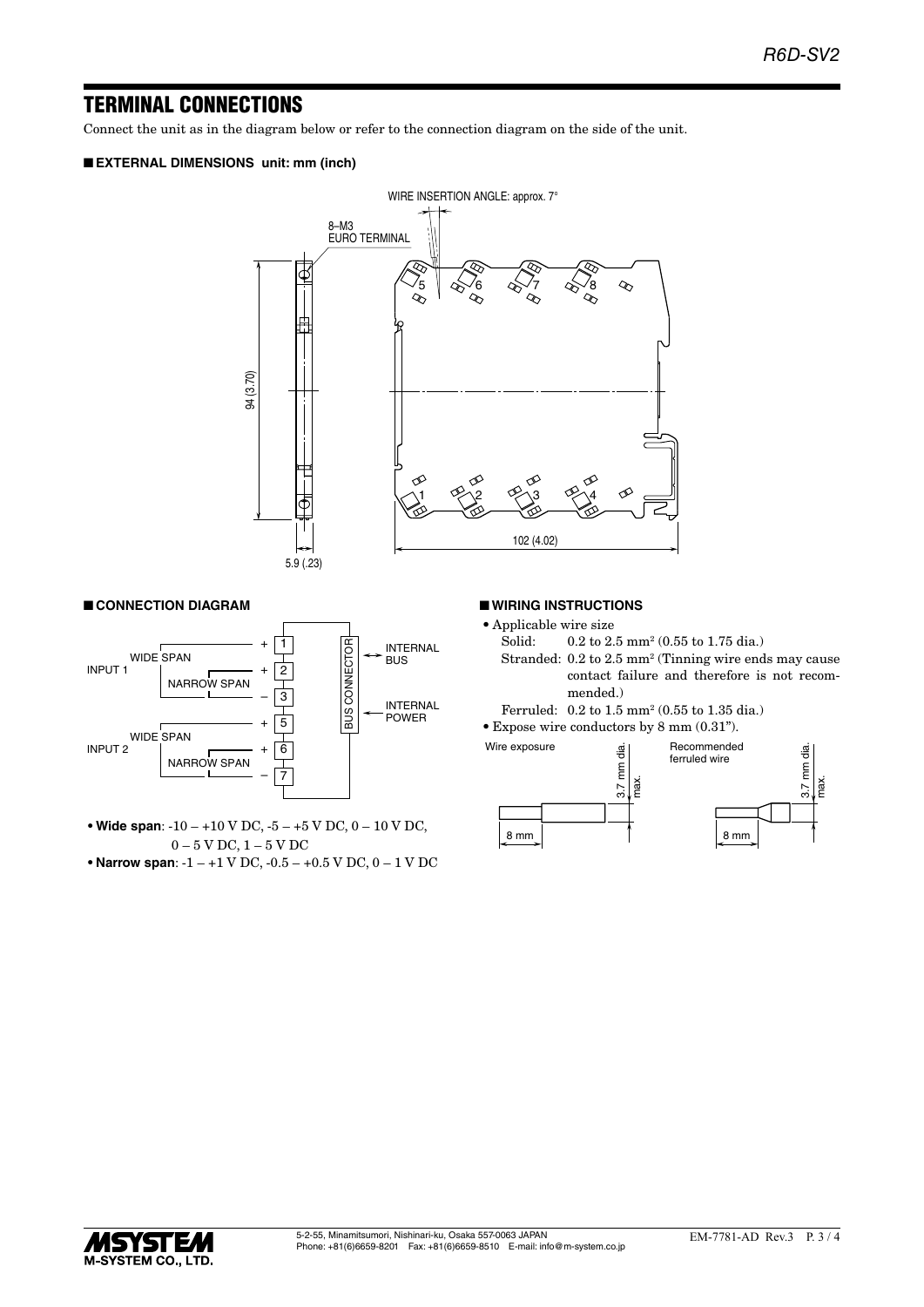# TERMINAL CONNECTIONS

Connect the unit as in the diagram below or refer to the connection diagram on the side of the unit.

## ■ EXTERNAL DIMENSIONS unit: mm (inch)

WIRE INSERTION ANGLE: approx. 7°

8–M3 EURO TERMINAL

94 (3.70)

5.9 (.23)

102 (4.02)

## ■ CONNECTION DIAGRAM

INPUT 1: WIDE SPAN (+ 1), NARROW SPAN (+ 2), – 3

INPUT 2: WIDE SPAN (+ 5), NARROW SPAN (+ 6), – 7

BUS CONNECTOR ↔ INTERNAL BUS

BUS CONNECTOR ← INTERNAL POWER

- **Wide span**: -10 – +10 V DC, -5 – +5 V DC, 0 – 10 V DC, 0 – 5 V DC, 1 – 5 V DC
- **Narrow span**: -1 – +1 V DC, -0.5 – +0.5 V DC, 0 – 1 V DC

## ■ WIRING INSTRUCTIONS

- Applicable wire size
  - Solid: 0.2 to 2.5 $mm^2$ (0.55 to 1.75 dia.)
  - Stranded: 0.2 to 2.5 $mm^2$ (Tinning wire ends may cause contact failure and therefore is not recommended.)
  - Ferruled: 0.2 to 1.5 $mm^2$ (0.55 to 1.35 dia.)
- Expose wire conductors by 8 mm (0.31").

Wire exposure: 8 mm, 3.7 mm dia. max.

Recommended ferruled wire: 8 mm, 3.7 mm dia. max.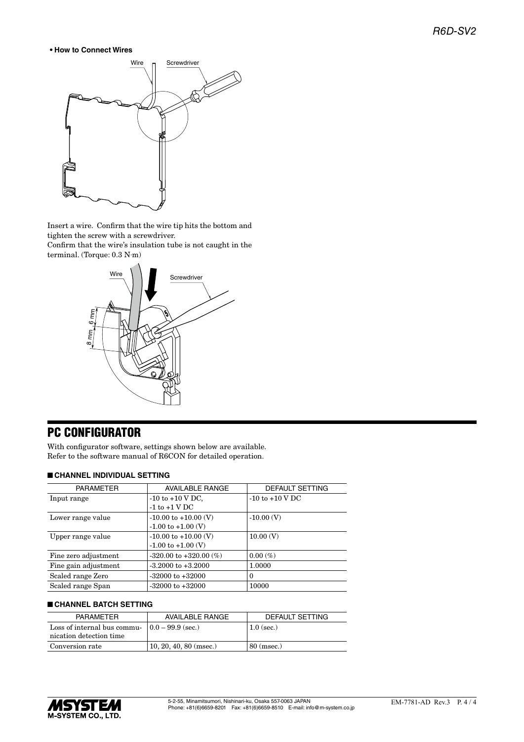• **How to Connect Wires**

Wire

Screwdriver

Insert a wire. Confirm that the wire tip hits the bottom and tighten the screw with a screwdriver.
Confirm that the wire's insulation tube is not caught in the terminal. (Torque: 0.3 N·m)

Wire

Screwdriver

6 mm

8 mm

# PC CONFIGURATOR

With configurator software, settings shown below are available.
Refer to the software manual of R6CON for detailed operation.

## ■ CHANNEL INDIVIDUAL SETTING

| PARAMETER | AVAILABLE RANGE | DEFAULT SETTING |
|---|---|---|
| Input range | -10 to +10 V DC,<br>-1 to +1 V DC | -10 to +10 V DC |
| Lower range value | -10.00 to +10.00 (V)<br>-1.00 to +1.00 (V) | -10.00 (V) |
| Upper range value | -10.00 to +10.00 (V)<br>-1.00 to +1.00 (V) | 10.00 (V) |
| Fine zero adjustment | -320.00 to +320.00 (%) | 0.00 (%) |
| Fine gain adjustment | -3.2000 to +3.2000 | 1.0000 |
| Scaled range Zero | -32000 to +32000 | 0 |
| Scaled range Span | -32000 to +32000 | 10000 |

## ■ CHANNEL BATCH SETTING

| PARAMETER | AVAILABLE RANGE | DEFAULT SETTING |
|---|---|---|
| Loss of internal bus communication detection time | 0.0 – 99.9 (sec.) | 1.0 (sec.) |
| Conversion rate | 10, 20, 40, 80 (msec.) | 80 (msec.) |